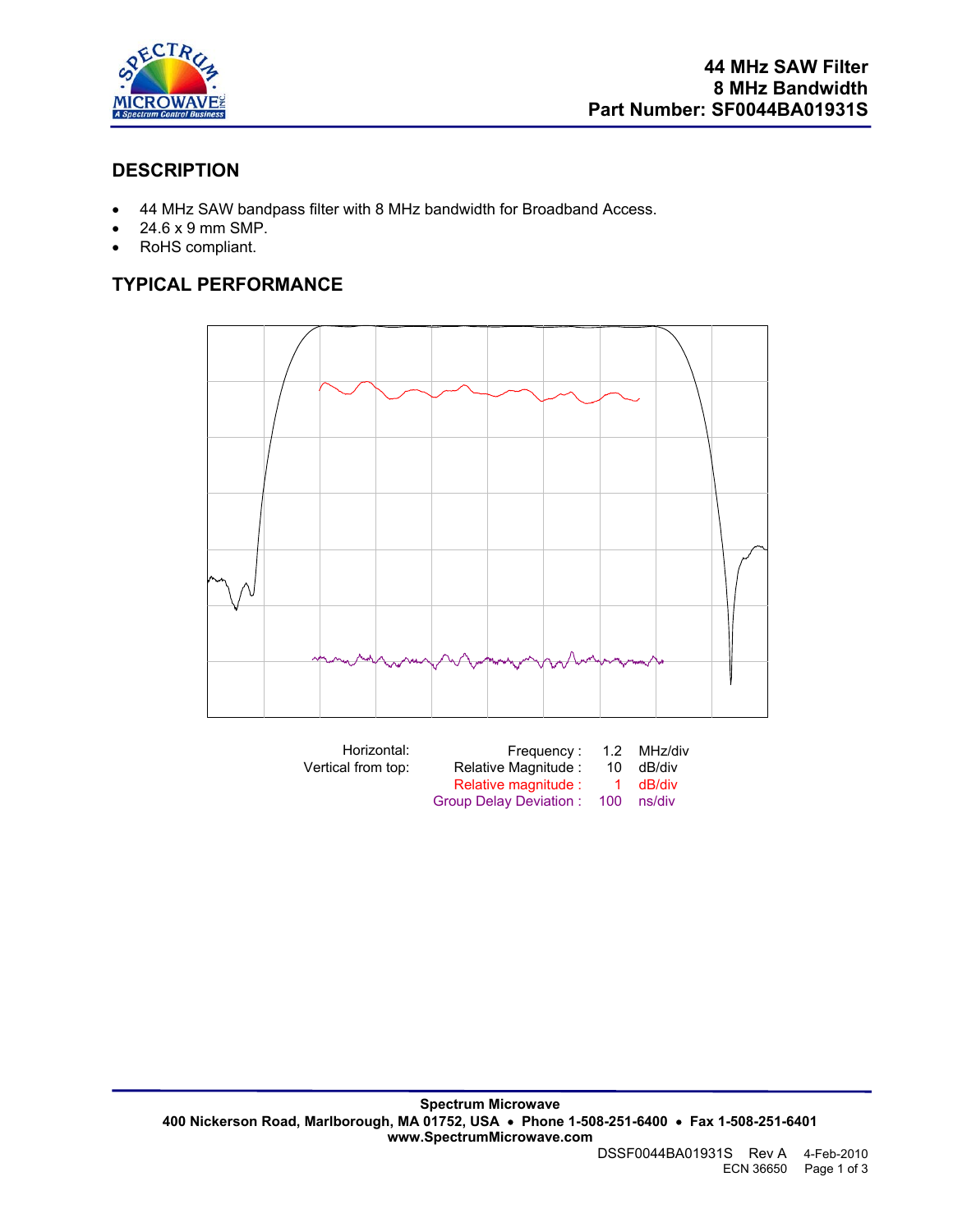# 44 MHz SAW Filter
# 8 MHz Bandwidth
# Part Number: SF0044BA01931S

## DESCRIPTION

- 44 MHz SAW bandpass filter with 8 MHz bandwidth for Broadband Access.
- 24.6 x 9 mm SMP.
- RoHS compliant.

## TYPICAL PERFORMANCE

| Horizontal: | Frequency : | 1.2 | MHz/div |
|---|---|---|---|
| Vertical from top: | Relative Magnitude : | 10 | dB/div |
| | Relative magnitude : | 1 | dB/div |
| | Group Delay Deviation : | 100 | ns/div |

**Spectrum Microwave**
**400 Nickerson Road, Marlborough, MA 01752, USA • Phone 1-508-251-6400 • Fax 1-508-251-6401**
**www.SpectrumMicrowave.com**

DSSF0044BA01931S Rev A 4-Feb-2010
ECN 36650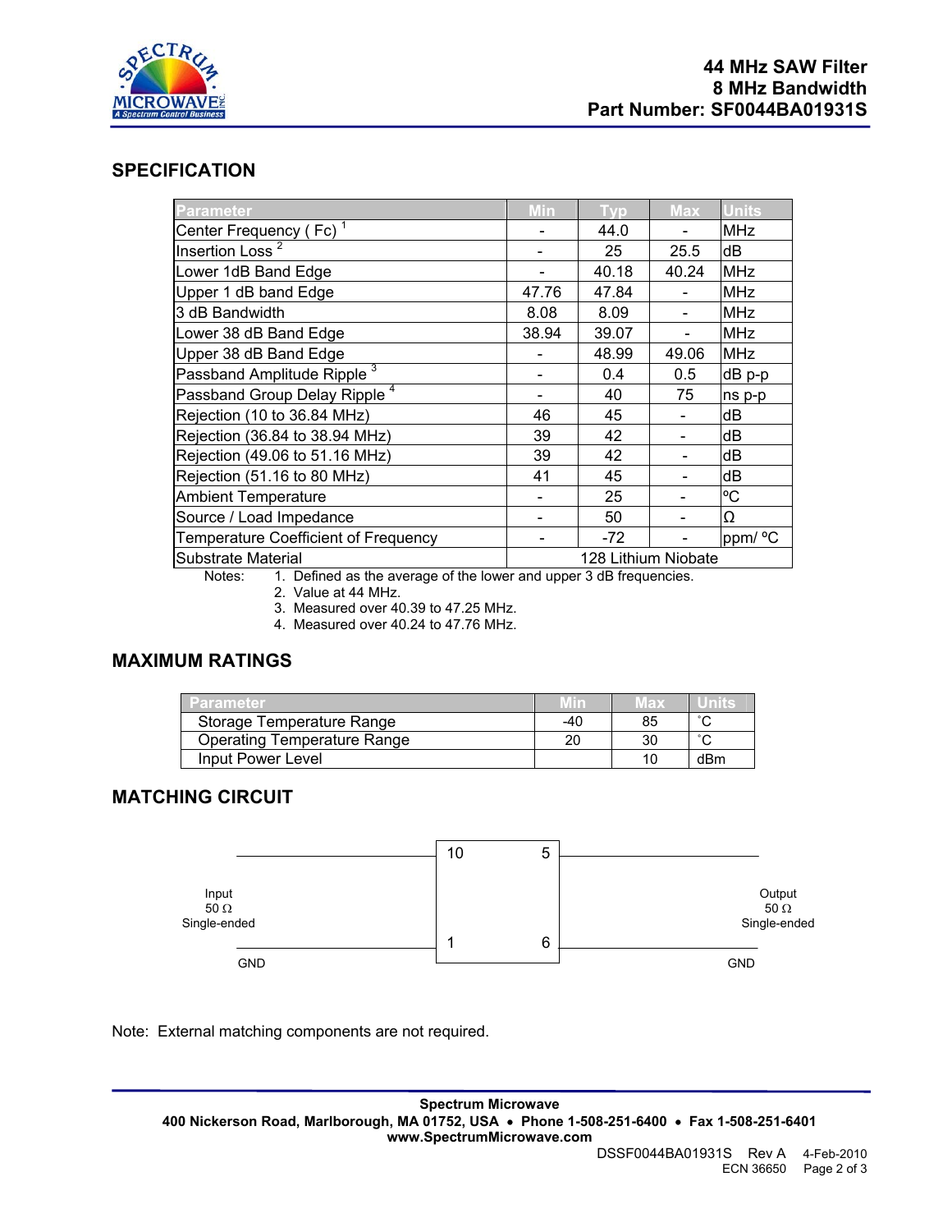# 44 MHz SAW Filter
# 8 MHz Bandwidth
# Part Number: SF0044BA01931S

## SPECIFICATION

| Parameter | Min | Typ | Max | Units |
|---|---|---|---|---|
| Center Frequency ( Fc) [1] | - | 44.0 | - | MHz |
| Insertion Loss [2] | - | 25 | 25.5 | dB |
| Lower 1dB Band Edge | - | 40.18 | 40.24 | MHz |
| Upper 1 dB band Edge | 47.76 | 47.84 | - | MHz |
| 3 dB Bandwidth | 8.08 | 8.09 | - | MHz |
| Lower 38 dB Band Edge | 38.94 | 39.07 | - | MHz |
| Upper 38 dB Band Edge | - | 48.99 | 49.06 | MHz |
| Passband Amplitude Ripple [3] | - | 0.4 | 0.5 | dB p-p |
| Passband Group Delay Ripple [4] | - | 40 | 75 | ns p-p |
| Rejection (10 to 36.84 MHz) | 46 | 45 | - | dB |
| Rejection (36.84 to 38.94 MHz) | 39 | 42 | - | dB |
| Rejection (49.06 to 51.16 MHz) | 39 | 42 | - | dB |
| Rejection (51.16 to 80 MHz) | 41 | 45 | - | dB |
| Ambient Temperature | - | 25 | - | ºC |
| Source / Load Impedance | - | 50 | - | Ω |
| Temperature Coefficient of Frequency | - | -72 | - | ppm/ ºC |
| Substrate Material | 128 Lithium Niobate | | | |

Notes:
1. Defined as the average of the lower and upper 3 dB frequencies.
2. Value at 44 MHz.
3. Measured over 40.39 to 47.25 MHz.
4. Measured over 40.24 to 47.76 MHz.

## MAXIMUM RATINGS

| Parameter | Min | Max | Units |
|---|---|---|---|
| Storage Temperature Range | -40 | 85 | ˚C |
| Operating Temperature Range | 20 | 30 | ˚C |
| Input Power Level | | 10 | dBm |

## MATCHING CIRCUIT

Input 50 Ω Single-ended — pin 10; GND — pin 1

Output 50 Ω Single-ended — pin 5; GND — pin 6

Note: External matching components are not required.

Spectrum Microwave
400 Nickerson Road, Marlborough, MA 01752, USA • Phone 1-508-251-6400 • Fax 1-508-251-6401
www.SpectrumMicrowave.com

DSSF0044BA01931S Rev A 4-Feb-2010
ECN 36650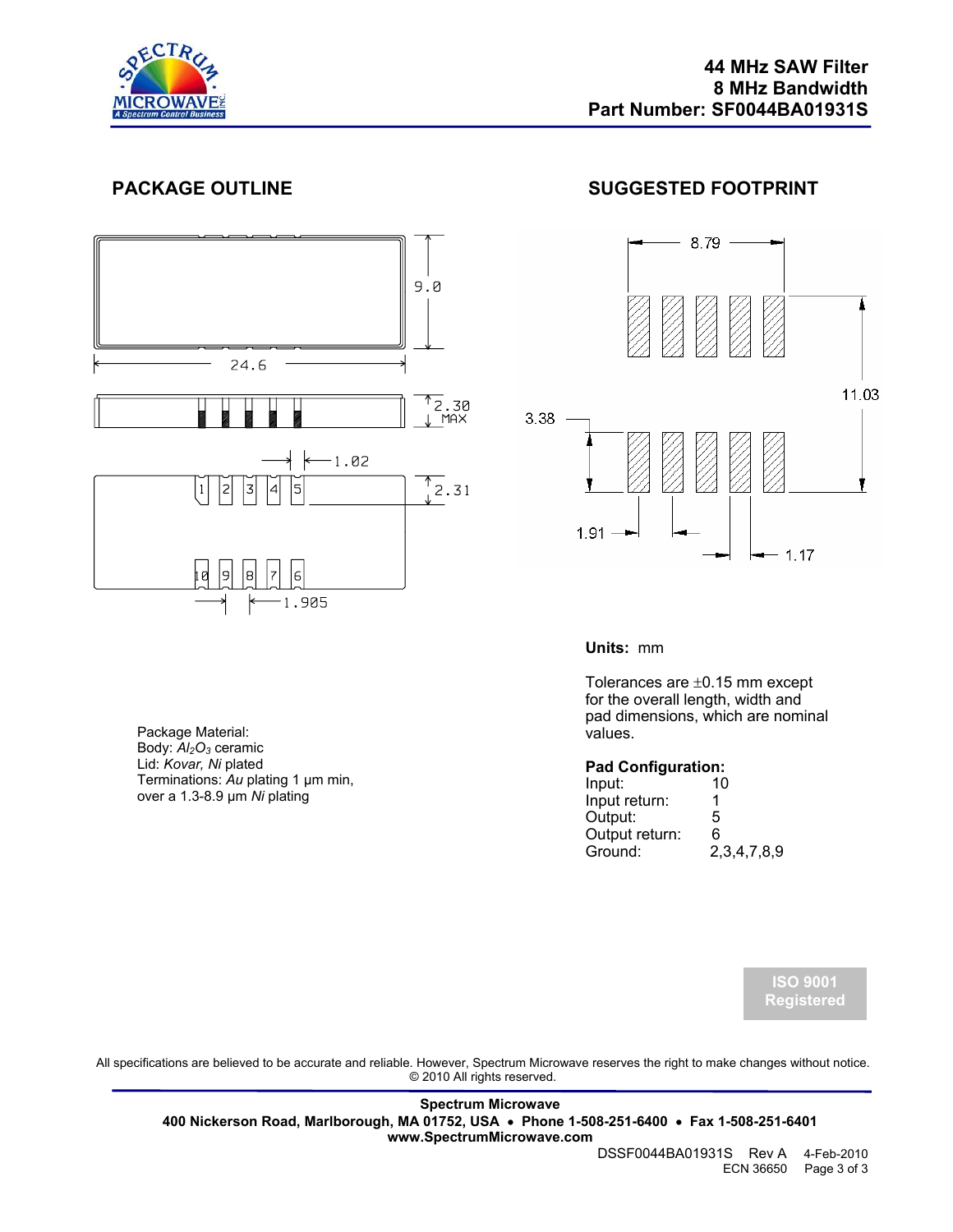# 44 MHz SAW Filter
## 8 MHz Bandwidth
## Part Number: SF0044BA01931S

## PACKAGE OUTLINE

9.0

24.6

2.30 MAX

1.02

2.31

1 2 3 4 5

10 9 8 7 6

1.905

Package Material:
Body: $Al_2O_3$ ceramic
Lid: *Kovar, Ni* plated
Terminations: *Au* plating 1 µm min, over a 1.3-8.9 µm *Ni* plating

## SUGGESTED FOOTPRINT

8.79

11.03

3.38

1.91

1.17

**Units:** mm

Tolerances are ±0.15 mm except for the overall length, width and pad dimensions, which are nominal values.

**Pad Configuration:**

| | |
|---|---|
| Input: | 10 |
| Input return: | 1 |
| Output: | 5 |
| Output return: | 6 |
| Ground: | 2,3,4,7,8,9 |

ISO 9001 Registered

All specifications are believed to be accurate and reliable. However, Spectrum Microwave reserves the right to make changes without notice. © 2010 All rights reserved.

**Spectrum Microwave**
**400 Nickerson Road, Marlborough, MA 01752, USA • Phone 1-508-251-6400 • Fax 1-508-251-6401**
**www.SpectrumMicrowave.com**

DSSF0044BA01931S Rev A 4-Feb-2010
ECN 36650